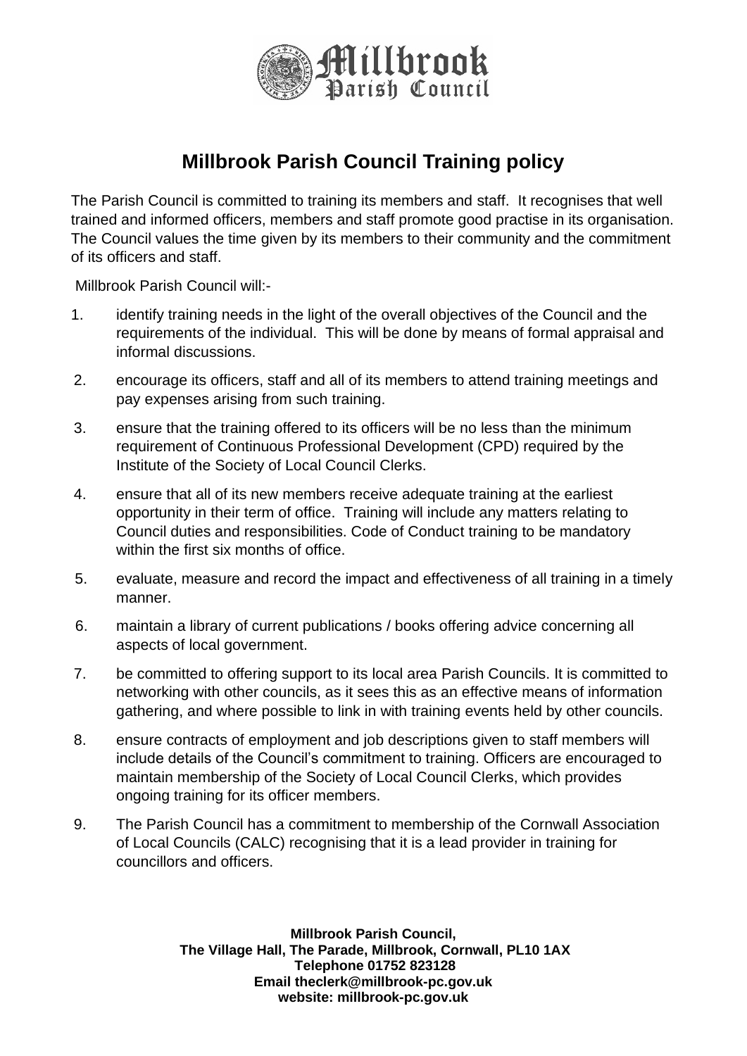# Millbrook Parish Council Training policy

The Parish Council is committed to training its members and staff. It recognises that well trained and informed officers, members and staff promote good practise in its organisation. The Council values the time given by its members to their community and the commitment of its officers and staff.

Millbrook Parish Council will:-

1. identify training needs in the light of the overall objectives of the Council and the requirements of the individual. This will be done by means of formal appraisal and informal discussions.
2. encourage its officers, staff and all of its members to attend training meetings and pay expenses arising from such training.
3. ensure that the training offered to its officers will be no less than the minimum requirement of Continuous Professional Development (CPD) required by the Institute of the Society of Local Council Clerks.
4. ensure that all of its new members receive adequate training at the earliest opportunity in their term of office. Training will include any matters relating to Council duties and responsibilities. Code of Conduct training to be mandatory within the first six months of office.
5. evaluate, measure and record the impact and effectiveness of all training in a timely manner.
6. maintain a library of current publications / books offering advice concerning all aspects of local government.
7. be committed to offering support to its local area Parish Councils. It is committed to networking with other councils, as it sees this as an effective means of information gathering, and where possible to link in with training events held by other councils.
8. ensure contracts of employment and job descriptions given to staff members will include details of the Council's commitment to training. Officers are encouraged to maintain membership of the Society of Local Council Clerks, which provides ongoing training for its officer members.
9. The Parish Council has a commitment to membership of the Cornwall Association of Local Councils (CALC) recognising that it is a lead provider in training for councillors and officers.

**Millbrook Parish Council,**
**The Village Hall, The Parade, Millbrook, Cornwall, PL10 1AX**
**Telephone 01752 823128**
**Email theclerk@millbrook-pc.gov.uk**
**website: millbrook-pc.gov.uk**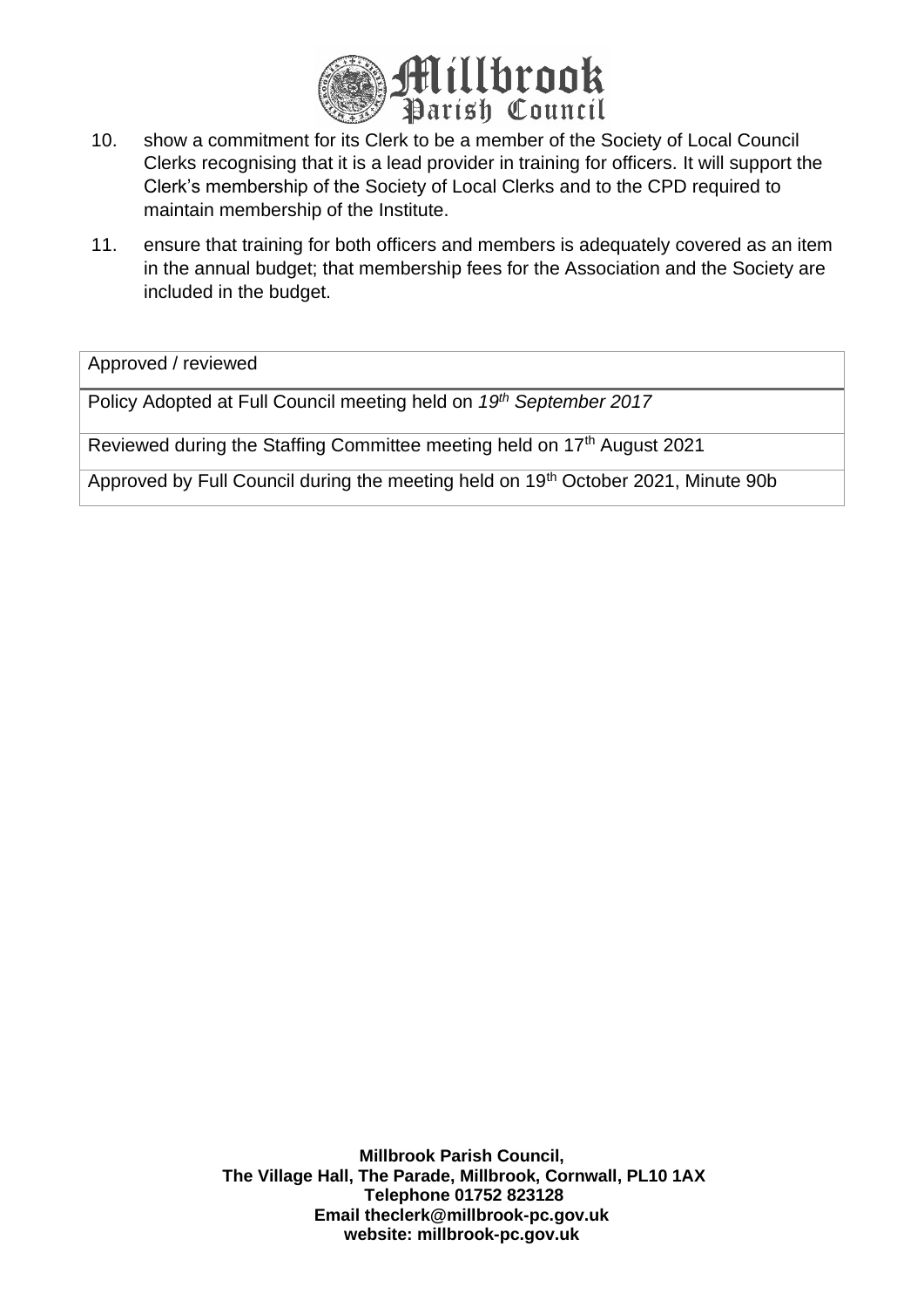10. show a commitment for its Clerk to be a member of the Society of Local Council Clerks recognising that it is a lead provider in training for officers. It will support the Clerk's membership of the Society of Local Clerks and to the CPD required to maintain membership of the Institute.

11. ensure that training for both officers and members is adequately covered as an item in the annual budget; that membership fees for the Association and the Society are included in the budget.

| |
|---|
| Approved / reviewed |
| Policy Adopted at Full Council meeting held on *19th September 2017* |
| Reviewed during the Staffing Committee meeting held on 17th August 2021 |
| Approved by Full Council during the meeting held on 19th October 2021, Minute 90b |

**Millbrook Parish Council,**
**The Village Hall, The Parade, Millbrook, Cornwall, PL10 1AX**
**Telephone 01752 823128**
**Email theclerk@millbrook-pc.gov.uk**
**website: millbrook-pc.gov.uk**